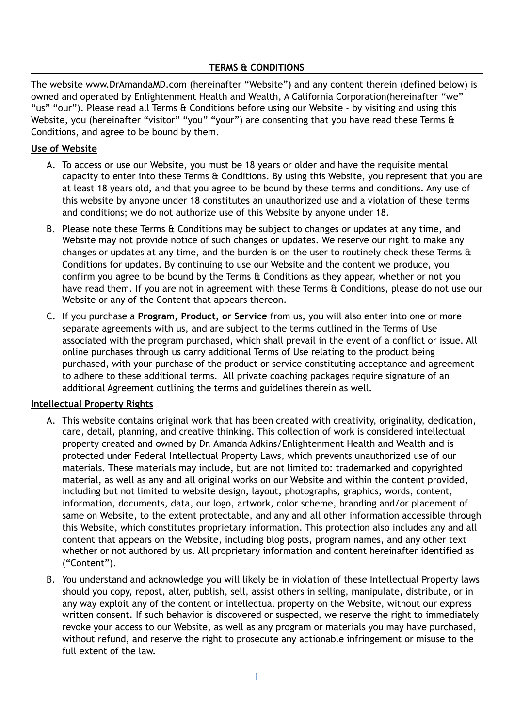# TERMS & CONDITIONS

The website www.DrAmandaMD.com (hereinafter "Website") and any content therein (defined below) is owned and operated by Enlightenment Health and Wealth, A California Corporation(hereinafter "we" "us" "our"). Please read all Terms & Conditions before using our Website - by visiting and using this Website, you (hereinafter "visitor" "you" "your") are consenting that you have read these Terms & Conditions, and agree to be bound by them.

## Use of Website

A. To access or use our Website, you must be 18 years or older and have the requisite mental capacity to enter into these Terms & Conditions. By using this Website, you represent that you are at least 18 years old, and that you agree to be bound by these terms and conditions. Any use of this website by anyone under 18 constitutes an unauthorized use and a violation of these terms and conditions; we do not authorize use of this Website by anyone under 18.

B. Please note these Terms & Conditions may be subject to changes or updates at any time, and Website may not provide notice of such changes or updates. We reserve our right to make any changes or updates at any time, and the burden is on the user to routinely check these Terms & Conditions for updates. By continuing to use our Website and the content we produce, you confirm you agree to be bound by the Terms & Conditions as they appear, whether or not you have read them. If you are not in agreement with these Terms & Conditions, please do not use our Website or any of the Content that appears thereon.

C. If you purchase a **Program, Product, or Service** from us, you will also enter into one or more separate agreements with us, and are subject to the terms outlined in the Terms of Use associated with the program purchased, which shall prevail in the event of a conflict or issue. All online purchases through us carry additional Terms of Use relating to the product being purchased, with your purchase of the product or service constituting acceptance and agreement to adhere to these additional terms. All private coaching packages require signature of an additional Agreement outlining the terms and guidelines therein as well.

## Intellectual Property Rights

A. This website contains original work that has been created with creativity, originality, dedication, care, detail, planning, and creative thinking. This collection of work is considered intellectual property created and owned by Dr. Amanda Adkins/Enlightenment Health and Wealth and is protected under Federal Intellectual Property Laws, which prevents unauthorized use of our materials. These materials may include, but are not limited to: trademarked and copyrighted material, as well as any and all original works on our Website and within the content provided, including but not limited to website design, layout, photographs, graphics, words, content, information, documents, data, our logo, artwork, color scheme, branding and/or placement of same on Website, to the extent protectable, and any and all other information accessible through this Website, which constitutes proprietary information. This protection also includes any and all content that appears on the Website, including blog posts, program names, and any other text whether or not authored by us. All proprietary information and content hereinafter identified as ("Content").

B. You understand and acknowledge you will likely be in violation of these Intellectual Property laws should you copy, repost, alter, publish, sell, assist others in selling, manipulate, distribute, or in any way exploit any of the content or intellectual property on the Website, without our express written consent. If such behavior is discovered or suspected, we reserve the right to immediately revoke your access to our Website, as well as any program or materials you may have purchased, without refund, and reserve the right to prosecute any actionable infringement or misuse to the full extent of the law.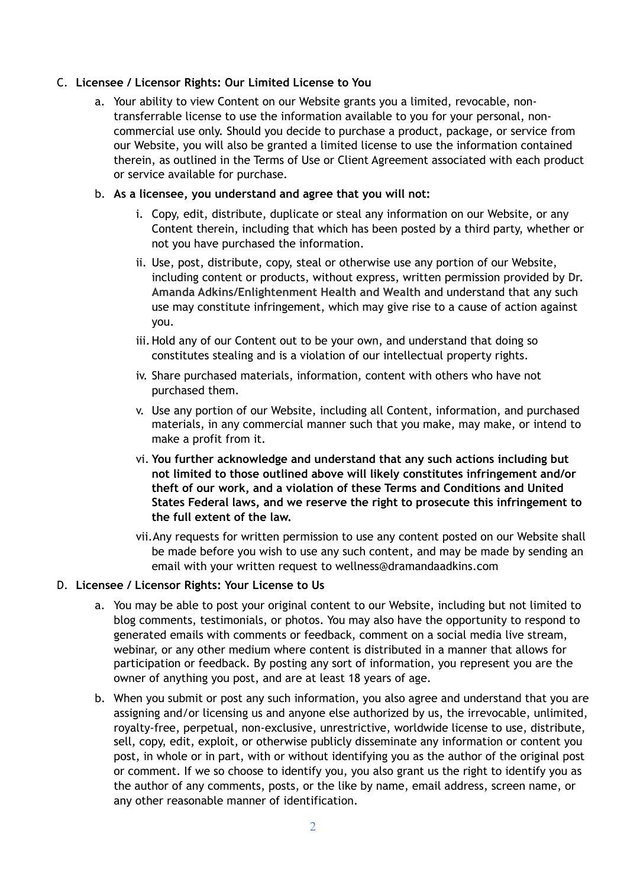C. **Licensee / Licensor Rights: Our Limited License to You**

   a. Your ability to view Content on our Website grants you a limited, revocable, non-transferrable license to use the information available to you for your personal, non-commercial use only. Should you decide to purchase a product, package, or service from our Website, you will also be granted a limited license to use the information contained therein, as outlined in the Terms of Use or Client Agreement associated with each product or service available for purchase.

   b. **As a licensee, you understand and agree that you will not:**

      i. Copy, edit, distribute, duplicate or steal any information on our Website, or any Content therein, including that which has been posted by a third party, whether or not you have purchased the information.

      ii. Use, post, distribute, copy, steal or otherwise use any portion of our Website, including content or products, without express, written permission provided by **Dr. Amanda Adkins/Enlightenment Health and Wealth** and understand that any such use may constitute infringement, which may give rise to a cause of action against you.

      iii. Hold any of our Content out to be your own, and understand that doing so constitutes stealing and is a violation of our intellectual property rights.

      iv. Share purchased materials, information, content with others who have not purchased them.

      v. Use any portion of our Website, including all Content, information, and purchased materials, in any commercial manner such that you make, may make, or intend to make a profit from it.

      vi. **You further acknowledge and understand that any such actions including but not limited to those outlined above will likely constitutes infringement and/or theft of our work, and a violation of these Terms and Conditions and United States Federal laws, and we reserve the right to prosecute this infringement to the full extent of the law.**

      vii. Any requests for written permission to use any content posted on our Website shall be made before you wish to use any such content, and may be made by sending an email with your written request to wellness@dramandaadkins.com

D. **Licensee / Licensor Rights: Your License to Us**

   a. You may be able to post your original content to our Website, including but not limited to blog comments, testimonials, or photos. You may also have the opportunity to respond to generated emails with comments or feedback, comment on a social media live stream, webinar, or any other medium where content is distributed in a manner that allows for participation or feedback. By posting any sort of information, you represent you are the owner of anything you post, and are at least 18 years of age.

   b. When you submit or post any such information, you also agree and understand that you are assigning and/or licensing us and anyone else authorized by us, the irrevocable, unlimited, royalty-free, perpetual, non-exclusive, unrestrictive, worldwide license to use, distribute, sell, copy, edit, exploit, or otherwise publicly disseminate any information or content you post, in whole or in part, with or without identifying you as the author of the original post or comment. If we so choose to identify you, you also grant us the right to identify you as the author of any comments, posts, or the like by name, email address, screen name, or any other reasonable manner of identification.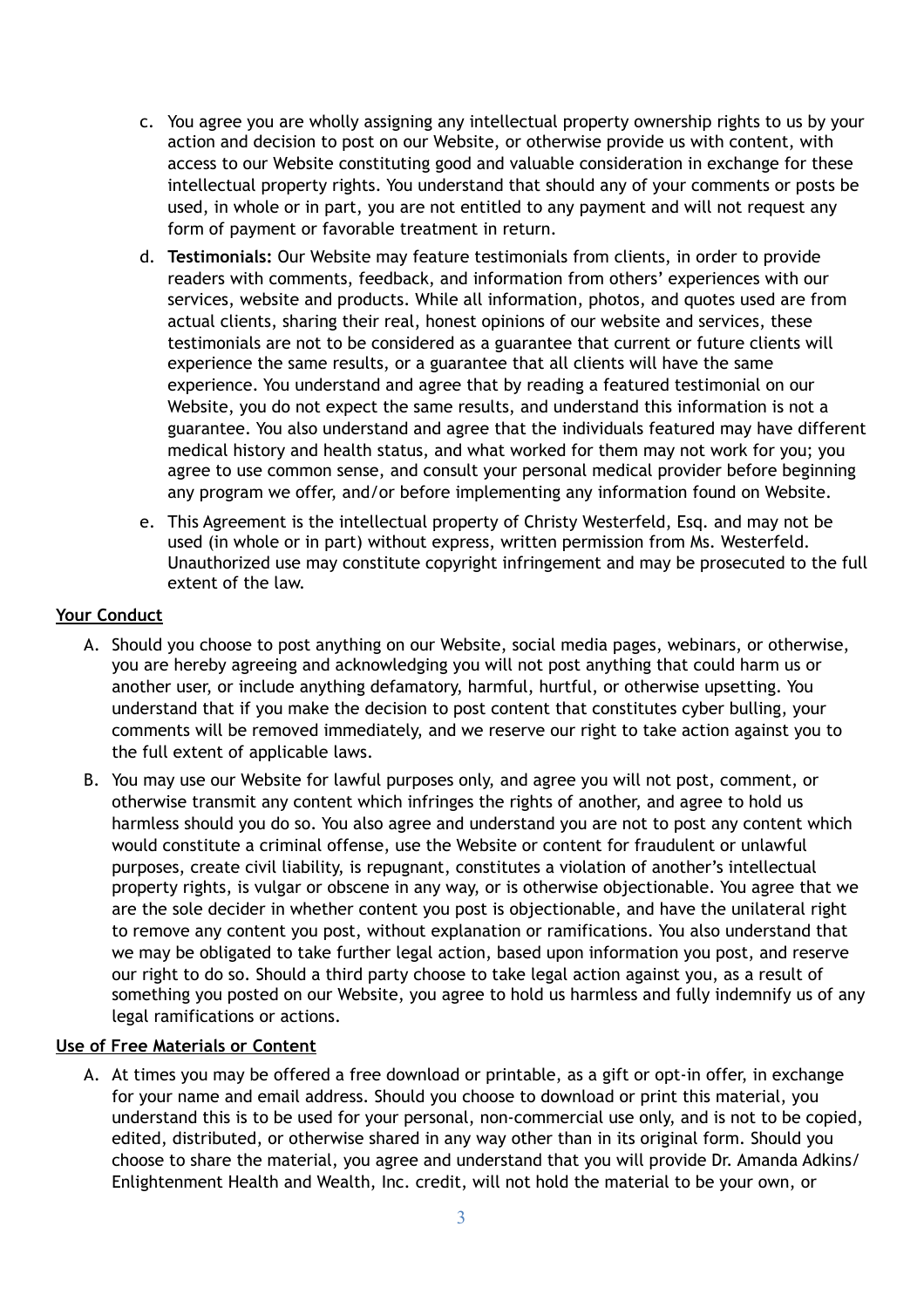c. You agree you are wholly assigning any intellectual property ownership rights to us by your action and decision to post on our Website, or otherwise provide us with content, with access to our Website constituting good and valuable consideration in exchange for these intellectual property rights. You understand that should any of your comments or posts be used, in whole or in part, you are not entitled to any payment and will not request any form of payment or favorable treatment in return.

d. **Testimonials:** Our Website may feature testimonials from clients, in order to provide readers with comments, feedback, and information from others' experiences with our services, website and products. While all information, photos, and quotes used are from actual clients, sharing their real, honest opinions of our website and services, these testimonials are not to be considered as a guarantee that current or future clients will experience the same results, or a guarantee that all clients will have the same experience. You understand and agree that by reading a featured testimonial on our Website, you do not expect the same results, and understand this information is not a guarantee. You also understand and agree that the individuals featured may have different medical history and health status, and what worked for them may not work for you; you agree to use common sense, and consult your personal medical provider before beginning any program we offer, and/or before implementing any information found on Website.

e. This Agreement is the intellectual property of Christy Westerfeld, Esq. and may not be used (in whole or in part) without express, written permission from Ms. Westerfeld. Unauthorized use may constitute copyright infringement and may be prosecuted to the full extent of the law.

**Your Conduct**

A. Should you choose to post anything on our Website, social media pages, webinars, or otherwise, you are hereby agreeing and acknowledging you will not post anything that could harm us or another user, or include anything defamatory, harmful, hurtful, or otherwise upsetting. You understand that if you make the decision to post content that constitutes cyber bulling, your comments will be removed immediately, and we reserve our right to take action against you to the full extent of applicable laws.

B. You may use our Website for lawful purposes only, and agree you will not post, comment, or otherwise transmit any content which infringes the rights of another, and agree to hold us harmless should you do so. You also agree and understand you are not to post any content which would constitute a criminal offense, use the Website or content for fraudulent or unlawful purposes, create civil liability, is repugnant, constitutes a violation of another's intellectual property rights, is vulgar or obscene in any way, or is otherwise objectionable. You agree that we are the sole decider in whether content you post is objectionable, and have the unilateral right to remove any content you post, without explanation or ramifications. You also understand that we may be obligated to take further legal action, based upon information you post, and reserve our right to do so. Should a third party choose to take legal action against you, as a result of something you posted on our Website, you agree to hold us harmless and fully indemnify us of any legal ramifications or actions.

**Use of Free Materials or Content**

A. At times you may be offered a free download or printable, as a gift or opt-in offer, in exchange for your name and email address. Should you choose to download or print this material, you understand this is to be used for your personal, non-commercial use only, and is not to be copied, edited, distributed, or otherwise shared in any way other than in its original form. Should you choose to share the material, you agree and understand that you will provide Dr. Amanda Adkins/ Enlightenment Health and Wealth, Inc. credit, will not hold the material to be your own, or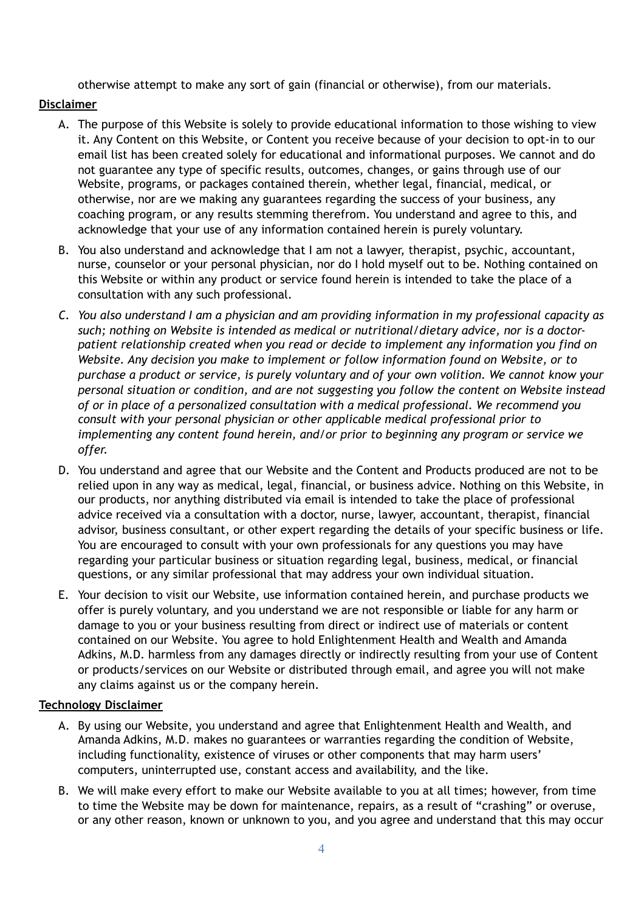otherwise attempt to make any sort of gain (financial or otherwise), from our materials.

**Disclaimer**

A. The purpose of this Website is solely to provide educational information to those wishing to view it. Any Content on this Website, or Content you receive because of your decision to opt-in to our email list has been created solely for educational and informational purposes. We cannot and do not guarantee any type of specific results, outcomes, changes, or gains through use of our Website, programs, or packages contained therein, whether legal, financial, medical, or otherwise, nor are we making any guarantees regarding the success of your business, any coaching program, or any results stemming therefrom. You understand and agree to this, and acknowledge that your use of any information contained herein is purely voluntary.

B. You also understand and acknowledge that I am not a lawyer, therapist, psychic, accountant, nurse, counselor or your personal physician, nor do I hold myself out to be. Nothing contained on this Website or within any product or service found herein is intended to take the place of a consultation with any such professional.

C. *You also understand I am a physician and am providing information in my professional capacity as such; nothing on Website is intended as medical or nutritional/dietary advice, nor is a doctor-patient relationship created when you read or decide to implement any information you find on Website. Any decision you make to implement or follow information found on Website, or to purchase a product or service, is purely voluntary and of your own volition. We cannot know your personal situation or condition, and are not suggesting you follow the content on Website instead of or in place of a personalized consultation with a medical professional. We recommend you consult with your personal physician or other applicable medical professional prior to implementing any content found herein, and/or prior to beginning any program or service we offer.*

D. You understand and agree that our Website and the Content and Products produced are not to be relied upon in any way as medical, legal, financial, or business advice. Nothing on this Website, in our products, nor anything distributed via email is intended to take the place of professional advice received via a consultation with a doctor, nurse, lawyer, accountant, therapist, financial advisor, business consultant, or other expert regarding the details of your specific business or life. You are encouraged to consult with your own professionals for any questions you may have regarding your particular business or situation regarding legal, business, medical, or financial questions, or any similar professional that may address your own individual situation.

E. Your decision to visit our Website, use information contained herein, and purchase products we offer is purely voluntary, and you understand we are not responsible or liable for any harm or damage to you or your business resulting from direct or indirect use of materials or content contained on our Website. You agree to hold Enlightenment Health and Wealth and Amanda Adkins, M.D. harmless from any damages directly or indirectly resulting from your use of Content or products/services on our Website or distributed through email, and agree you will not make any claims against us or the company herein.

**Technology Disclaimer**

A. By using our Website, you understand and agree that Enlightenment Health and Wealth, and Amanda Adkins, M.D. makes no guarantees or warranties regarding the condition of Website, including functionality, existence of viruses or other components that may harm users' computers, uninterrupted use, constant access and availability, and the like.

B. We will make every effort to make our Website available to you at all times; however, from time to time the Website may be down for maintenance, repairs, as a result of "crashing" or overuse, or any other reason, known or unknown to you, and you agree and understand that this may occur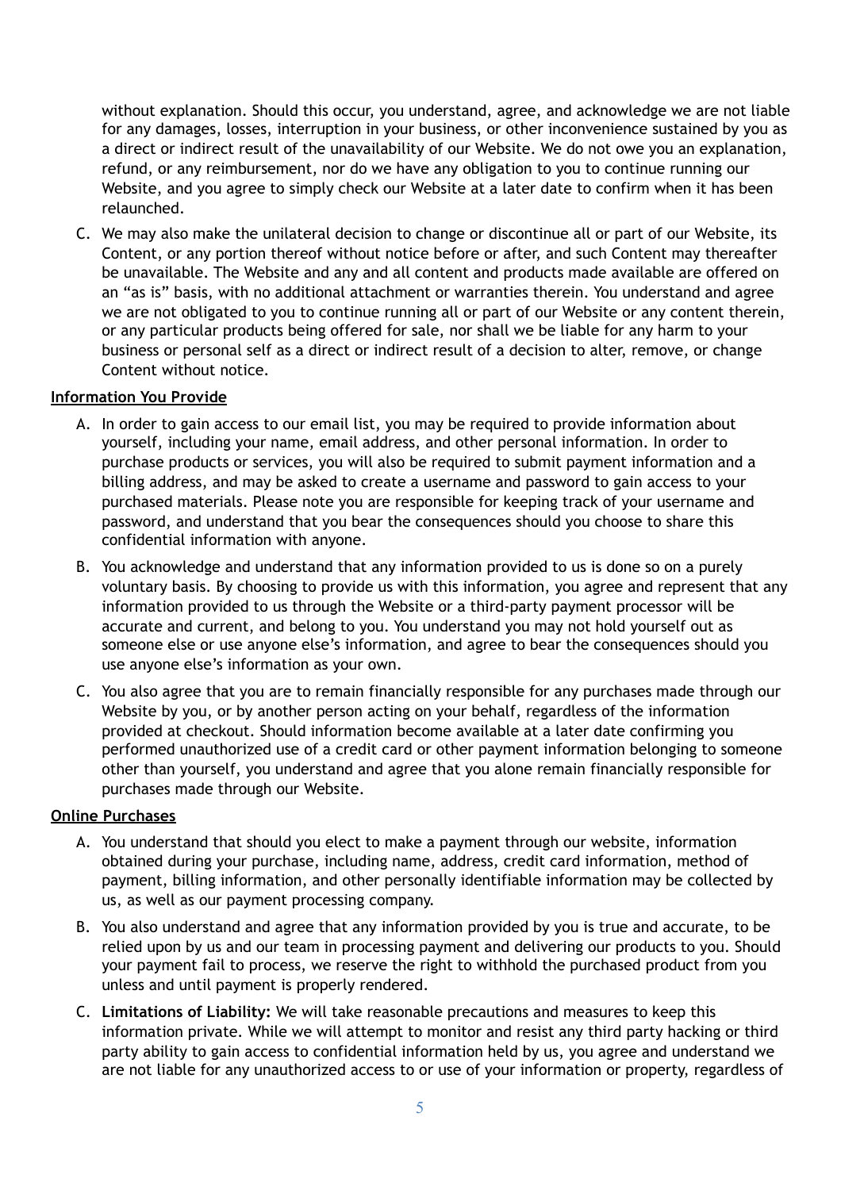without explanation. Should this occur, you understand, agree, and acknowledge we are not liable for any damages, losses, interruption in your business, or other inconvenience sustained by you as a direct or indirect result of the unavailability of our Website. We do not owe you an explanation, refund, or any reimbursement, nor do we have any obligation to you to continue running our Website, and you agree to simply check our Website at a later date to confirm when it has been relaunched.

C. We may also make the unilateral decision to change or discontinue all or part of our Website, its Content, or any portion thereof without notice before or after, and such Content may thereafter be unavailable. The Website and any and all content and products made available are offered on an "as is" basis, with no additional attachment or warranties therein. You understand and agree we are not obligated to you to continue running all or part of our Website or any content therein, or any particular products being offered for sale, nor shall we be liable for any harm to your business or personal self as a direct or indirect result of a decision to alter, remove, or change Content without notice.

**Information You Provide**

A. In order to gain access to our email list, you may be required to provide information about yourself, including your name, email address, and other personal information. In order to purchase products or services, you will also be required to submit payment information and a billing address, and may be asked to create a username and password to gain access to your purchased materials. Please note you are responsible for keeping track of your username and password, and understand that you bear the consequences should you choose to share this confidential information with anyone.

B. You acknowledge and understand that any information provided to us is done so on a purely voluntary basis. By choosing to provide us with this information, you agree and represent that any information provided to us through the Website or a third-party payment processor will be accurate and current, and belong to you. You understand you may not hold yourself out as someone else or use anyone else's information, and agree to bear the consequences should you use anyone else's information as your own.

C. You also agree that you are to remain financially responsible for any purchases made through our Website by you, or by another person acting on your behalf, regardless of the information provided at checkout. Should information become available at a later date confirming you performed unauthorized use of a credit card or other payment information belonging to someone other than yourself, you understand and agree that you alone remain financially responsible for purchases made through our Website.

**Online Purchases**

A. You understand that should you elect to make a payment through our website, information obtained during your purchase, including name, address, credit card information, method of payment, billing information, and other personally identifiable information may be collected by us, as well as our payment processing company.

B. You also understand and agree that any information provided by you is true and accurate, to be relied upon by us and our team in processing payment and delivering our products to you. Should your payment fail to process, we reserve the right to withhold the purchased product from you unless and until payment is properly rendered.

C. **Limitations of Liability:** We will take reasonable precautions and measures to keep this information private. While we will attempt to monitor and resist any third party hacking or third party ability to gain access to confidential information held by us, you agree and understand we are not liable for any unauthorized access to or use of your information or property, regardless of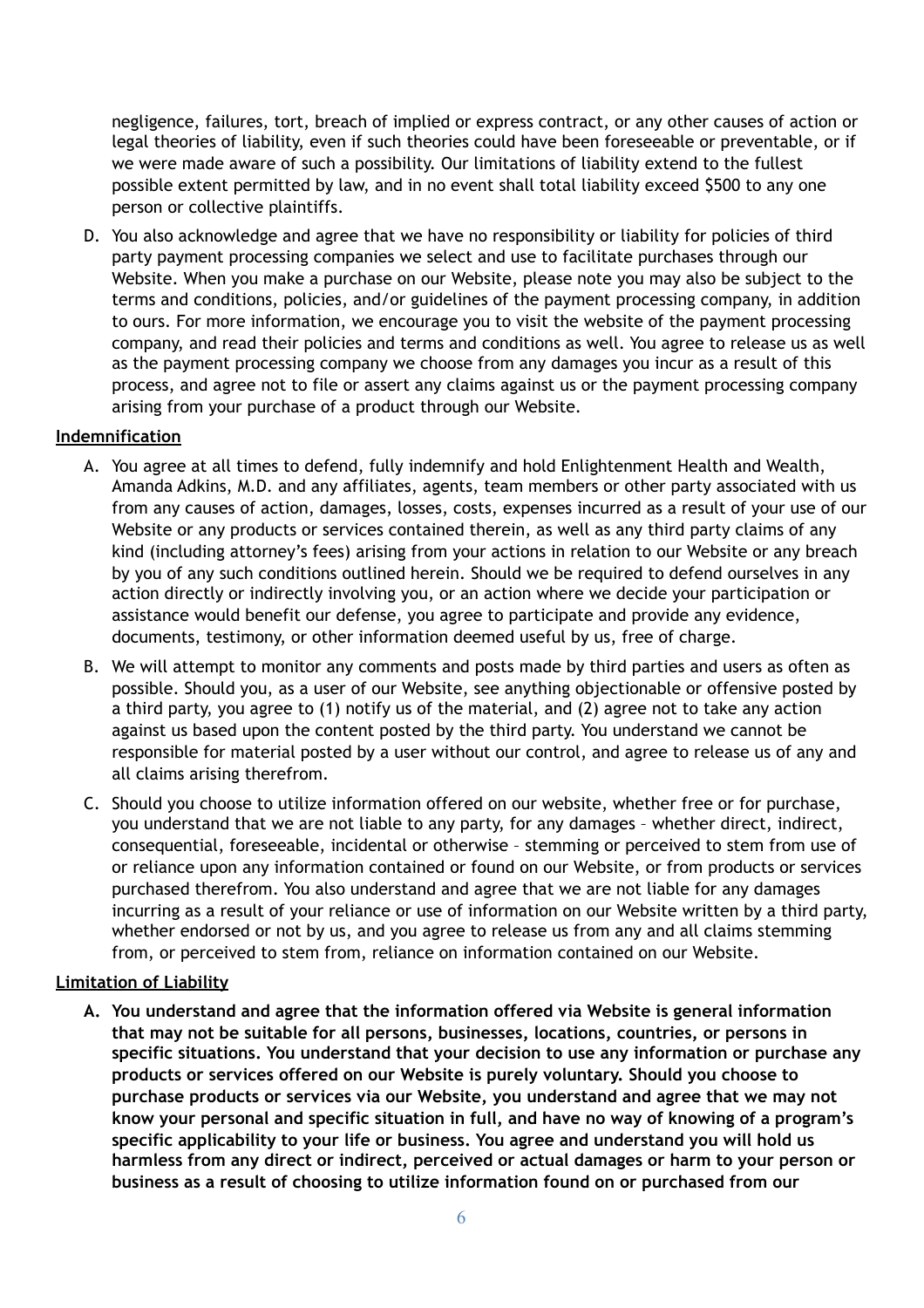negligence, failures, tort, breach of implied or express contract, or any other causes of action or legal theories of liability, even if such theories could have been foreseeable or preventable, or if we were made aware of such a possibility. Our limitations of liability extend to the fullest possible extent permitted by law, and in no event shall total liability exceed $500 to any one person or collective plaintiffs.

D. You also acknowledge and agree that we have no responsibility or liability for policies of third party payment processing companies we select and use to facilitate purchases through our Website. When you make a purchase on our Website, please note you may also be subject to the terms and conditions, policies, and/or guidelines of the payment processing company, in addition to ours. For more information, we encourage you to visit the website of the payment processing company, and read their policies and terms and conditions as well. You agree to release us as well as the payment processing company we choose from any damages you incur as a result of this process, and agree not to file or assert any claims against us or the payment processing company arising from your purchase of a product through our Website.

**Indemnification**

A. You agree at all times to defend, fully indemnify and hold Enlightenment Health and Wealth, Amanda Adkins, M.D. and any affiliates, agents, team members or other party associated with us from any causes of action, damages, losses, costs, expenses incurred as a result of your use of our Website or any products or services contained therein, as well as any third party claims of any kind (including attorney's fees) arising from your actions in relation to our Website or any breach by you of any such conditions outlined herein. Should we be required to defend ourselves in any action directly or indirectly involving you, or an action where we decide your participation or assistance would benefit our defense, you agree to participate and provide any evidence, documents, testimony, or other information deemed useful by us, free of charge.

B. We will attempt to monitor any comments and posts made by third parties and users as often as possible. Should you, as a user of our Website, see anything objectionable or offensive posted by a third party, you agree to (1) notify us of the material, and (2) agree not to take any action against us based upon the content posted by the third party. You understand we cannot be responsible for material posted by a user without our control, and agree to release us of any and all claims arising therefrom.

C. Should you choose to utilize information offered on our website, whether free or for purchase, you understand that we are not liable to any party, for any damages – whether direct, indirect, consequential, foreseeable, incidental or otherwise – stemming or perceived to stem from use of or reliance upon any information contained or found on our Website, or from products or services purchased therefrom. You also understand and agree that we are not liable for any damages incurring as a result of your reliance or use of information on our Website written by a third party, whether endorsed or not by us, and you agree to release us from any and all claims stemming from, or perceived to stem from, reliance on information contained on our Website.

**Limitation of Liability**

**A. You understand and agree that the information offered via Website is general information that may not be suitable for all persons, businesses, locations, countries, or persons in specific situations. You understand that your decision to use any information or purchase any products or services offered on our Website is purely voluntary. Should you choose to purchase products or services via our Website, you understand and agree that we may not know your personal and specific situation in full, and have no way of knowing of a program's specific applicability to your life or business. You agree and understand you will hold us harmless from any direct or indirect, perceived or actual damages or harm to your person or business as a result of choosing to utilize information found on or purchased from our**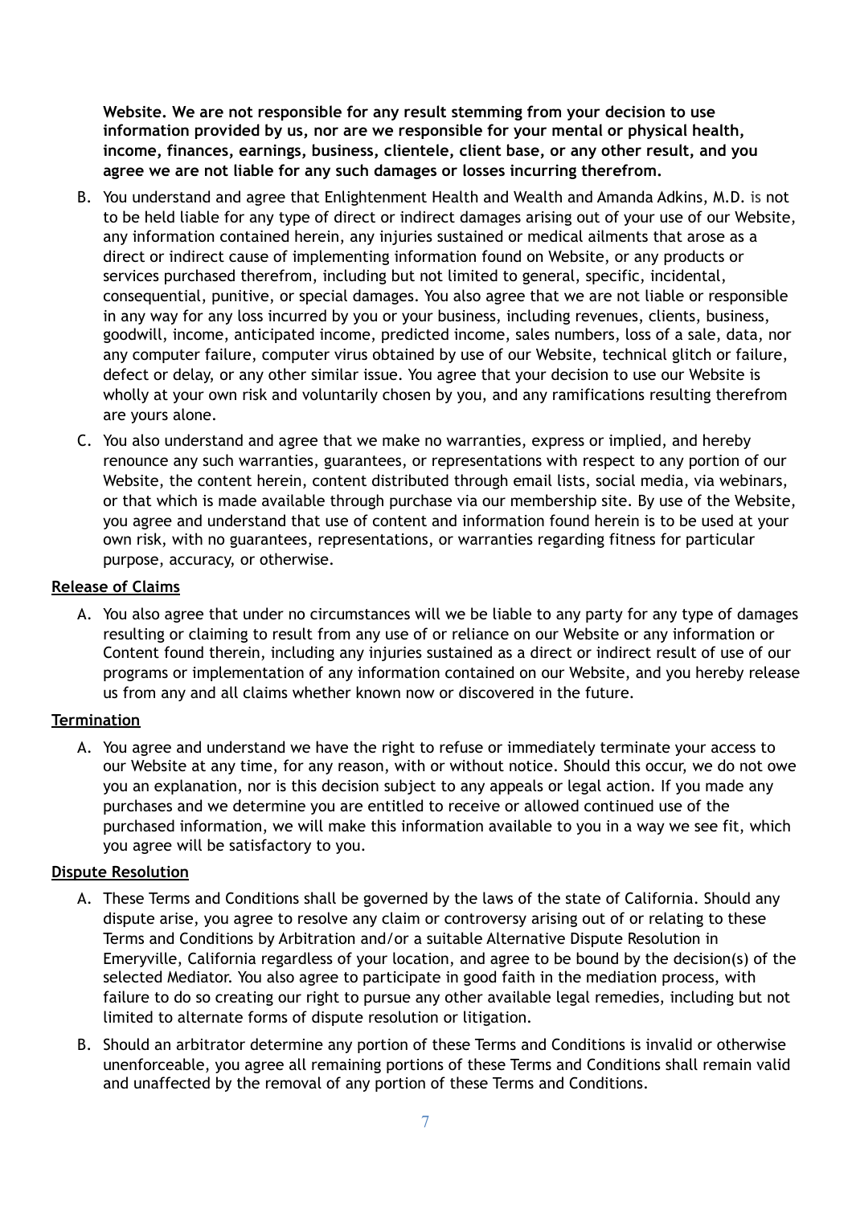**Website. We are not responsible for any result stemming from your decision to use information provided by us, nor are we responsible for your mental or physical health, income, finances, earnings, business, clientele, client base, or any other result, and you agree we are not liable for any such damages or losses incurring therefrom.**

B. You understand and agree that Enlightenment Health and Wealth and Amanda Adkins, M.D. is not to be held liable for any type of direct or indirect damages arising out of your use of our Website, any information contained herein, any injuries sustained or medical ailments that arose as a direct or indirect cause of implementing information found on Website, or any products or services purchased therefrom, including but not limited to general, specific, incidental, consequential, punitive, or special damages. You also agree that we are not liable or responsible in any way for any loss incurred by you or your business, including revenues, clients, business, goodwill, income, anticipated income, predicted income, sales numbers, loss of a sale, data, nor any computer failure, computer virus obtained by use of our Website, technical glitch or failure, defect or delay, or any other similar issue. You agree that your decision to use our Website is wholly at your own risk and voluntarily chosen by you, and any ramifications resulting therefrom are yours alone.

C. You also understand and agree that we make no warranties, express or implied, and hereby renounce any such warranties, guarantees, or representations with respect to any portion of our Website, the content herein, content distributed through email lists, social media, via webinars, or that which is made available through purchase via our membership site. By use of the Website, you agree and understand that use of content and information found herein is to be used at your own risk, with no guarantees, representations, or warranties regarding fitness for particular purpose, accuracy, or otherwise.

**Release of Claims**

A. You also agree that under no circumstances will we be liable to any party for any type of damages resulting or claiming to result from any use of or reliance on our Website or any information or Content found therein, including any injuries sustained as a direct or indirect result of use of our programs or implementation of any information contained on our Website, and you hereby release us from any and all claims whether known now or discovered in the future.

**Termination**

A. You agree and understand we have the right to refuse or immediately terminate your access to our Website at any time, for any reason, with or without notice. Should this occur, we do not owe you an explanation, nor is this decision subject to any appeals or legal action. If you made any purchases and we determine you are entitled to receive or allowed continued use of the purchased information, we will make this information available to you in a way we see fit, which you agree will be satisfactory to you.

**Dispute Resolution**

A. These Terms and Conditions shall be governed by the laws of the state of California. Should any dispute arise, you agree to resolve any claim or controversy arising out of or relating to these Terms and Conditions by Arbitration and/or a suitable Alternative Dispute Resolution in Emeryville, California regardless of your location, and agree to be bound by the decision(s) of the selected Mediator. You also agree to participate in good faith in the mediation process, with failure to do so creating our right to pursue any other available legal remedies, including but not limited to alternate forms of dispute resolution or litigation.

B. Should an arbitrator determine any portion of these Terms and Conditions is invalid or otherwise unenforceable, you agree all remaining portions of these Terms and Conditions shall remain valid and unaffected by the removal of any portion of these Terms and Conditions.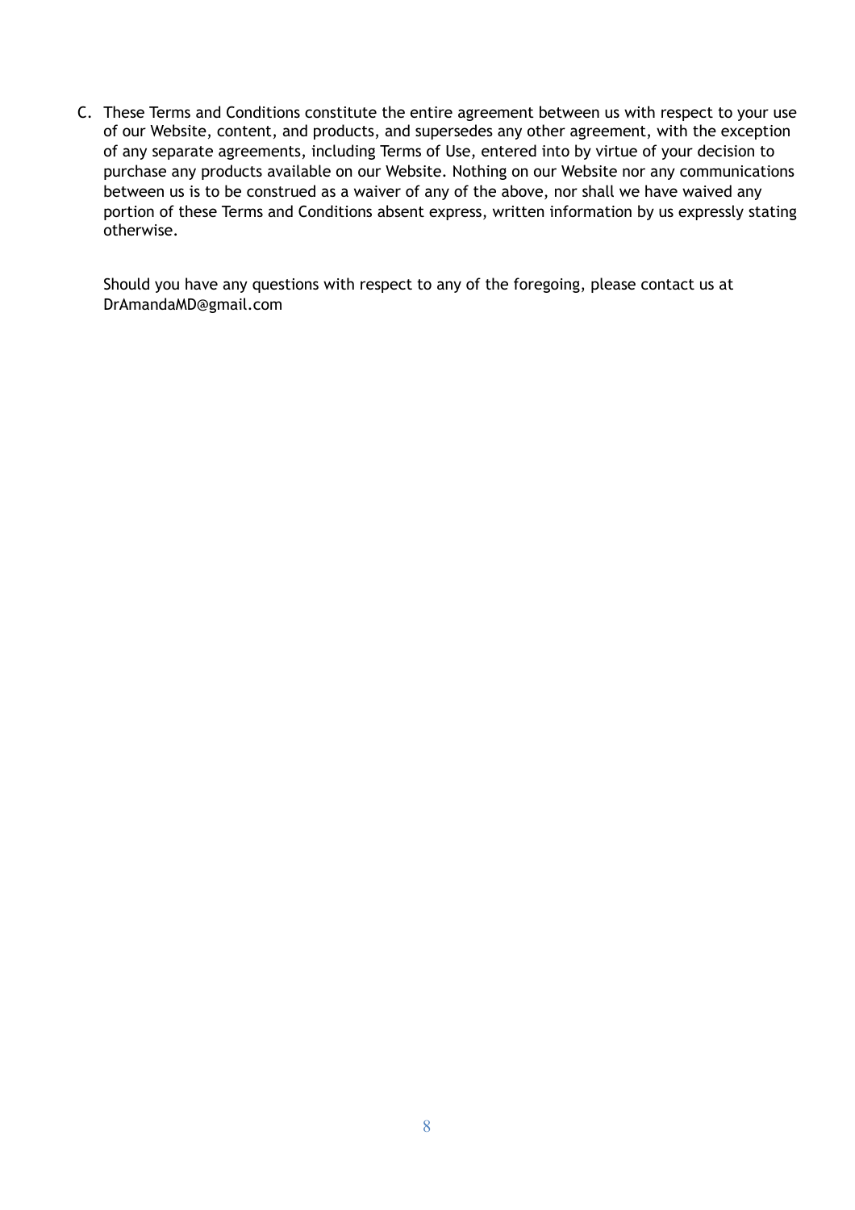C. These Terms and Conditions constitute the entire agreement between us with respect to your use of our Website, content, and products, and supersedes any other agreement, with the exception of any separate agreements, including Terms of Use, entered into by virtue of your decision to purchase any products available on our Website. Nothing on our Website nor any communications between us is to be construed as a waiver of any of the above, nor shall we have waived any portion of these Terms and Conditions absent express, written information by us expressly stating otherwise.

Should you have any questions with respect to any of the foregoing, please contact us at DrAmandaMD@gmail.com